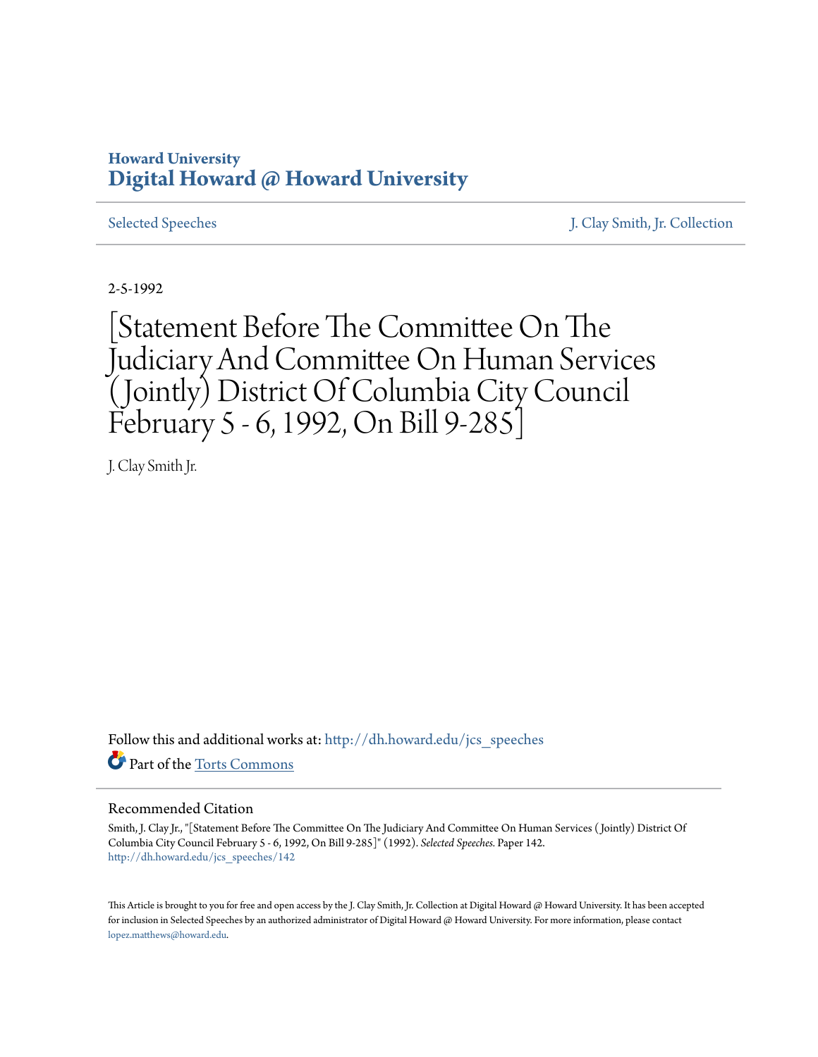Howard University
**Digital Howard @ Howard University**

Selected Speeches | J. Clay Smith, Jr. Collection

2-5-1992

# [Statement Before The Committee On The Judiciary And Committee On Human Services (Jointly) District Of Columbia City Council February 5 - 6, 1992, On Bill 9-285]

J. Clay Smith Jr.

Follow this and additional works at: http://dh.howard.edu/jcs_speeches

Part of the Torts Commons

## Recommended Citation

Smith, J. Clay Jr., "[Statement Before The Committee On The Judiciary And Committee On Human Services (Jointly) District Of Columbia City Council February 5 - 6, 1992, On Bill 9-285]" (1992). *Selected Speeches.* Paper 142.
http://dh.howard.edu/jcs_speeches/142

This Article is brought to you for free and open access by the J. Clay Smith, Jr. Collection at Digital Howard @ Howard University. It has been accepted for inclusion in Selected Speeches by an authorized administrator of Digital Howard @ Howard University. For more information, please contact lopez.matthews@howard.edu.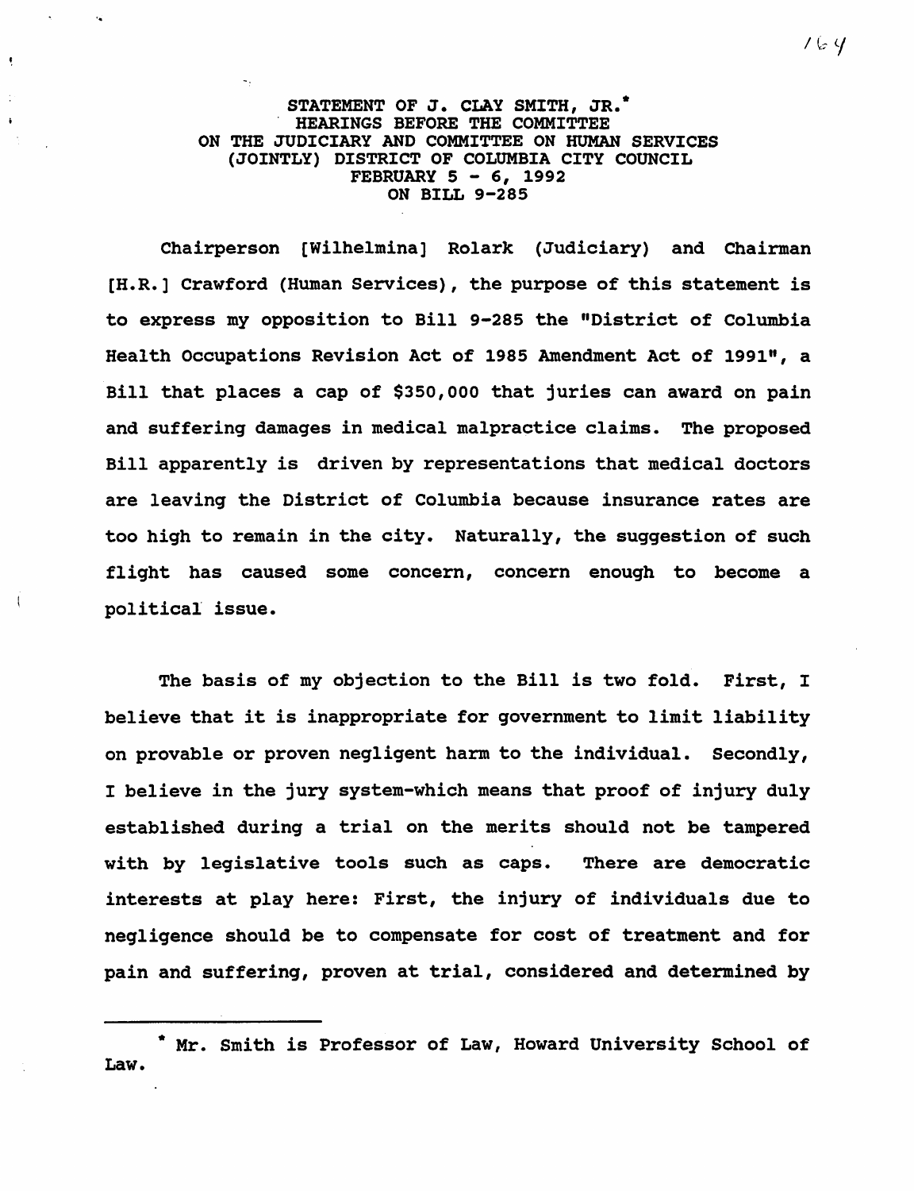**STATEMENT OF J. CLAY SMITH, JR.***
**HEARINGS BEFORE THE COMMITTEE**
**ON THE JUDICIARY AND COMMITTEE ON HUMAN SERVICES**
**(JOINTLY) DISTRICT OF COLUMBIA CITY COUNCIL**
**FEBRUARY 5 - 6, 1992**
**ON BILL 9-285**

Chairperson [Wilhelmina] Rolark (Judiciary) and Chairman [H.R.] Crawford (Human Services), the purpose of this statement is to express my opposition to Bill 9-285 the "District of Columbia Health Occupations Revision Act of 1985 Amendment Act of 1991", a Bill that places a cap of $350,000 that juries can award on pain and suffering damages in medical malpractice claims. The proposed Bill apparently is driven by representations that medical doctors are leaving the District of Columbia because insurance rates are too high to remain in the city. Naturally, the suggestion of such flight has caused some concern, concern enough to become a political issue.

The basis of my objection to the Bill is two fold. First, I believe that it is inappropriate for government to limit liability on provable or proven negligent harm to the individual. Secondly, I believe in the jury system-which means that proof of injury duly established during a trial on the merits should not be tampered with by legislative tools such as caps. There are democratic interests at play here: First, the injury of individuals due to negligence should be to compensate for cost of treatment and for pain and suffering, proven at trial, considered and determined by

---

* Mr. Smith is Professor of Law, Howard University School of Law.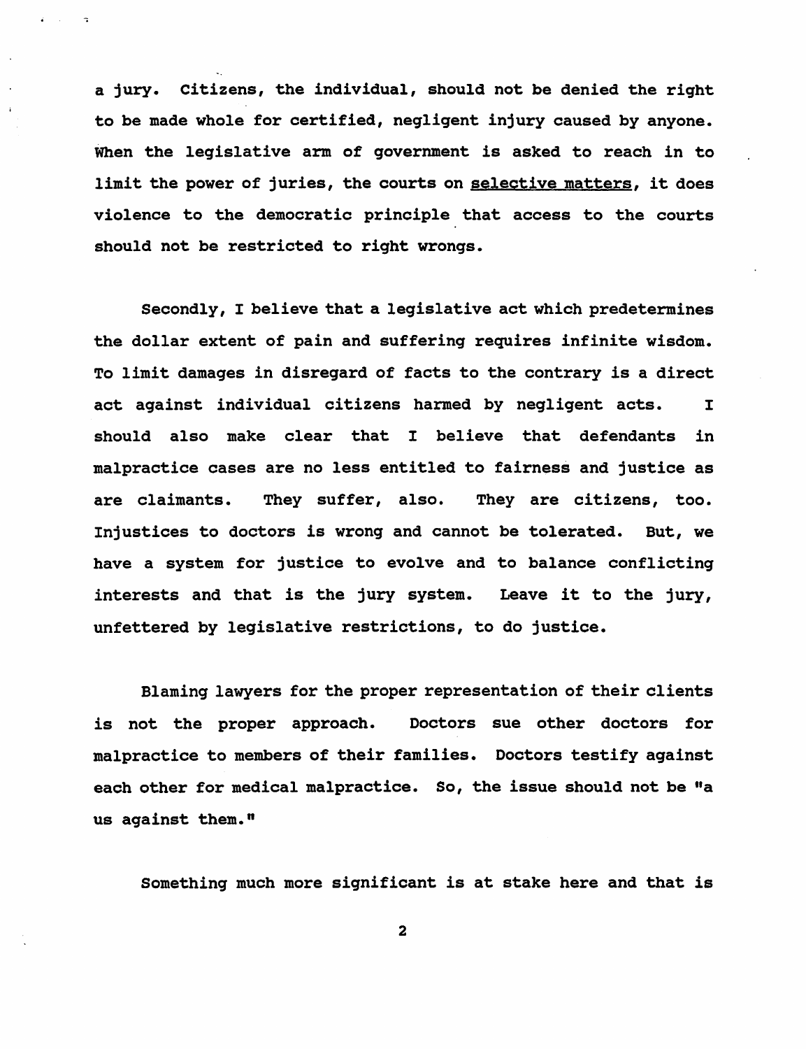a jury. Citizens, the individual, should not be denied the right to be made whole for certified, negligent injury caused by anyone. When the legislative arm of government is asked to reach in to limit the power of juries, the courts on <u>selective matters</u>, it does violence to the democratic principle that access to the courts should not be restricted to right wrongs.

Secondly, I believe that a legislative act which predetermines the dollar extent of pain and suffering requires infinite wisdom. To limit damages in disregard of facts to the contrary is a direct act against individual citizens harmed by negligent acts. I should also make clear that I believe that defendants in malpractice cases are no less entitled to fairness and justice as are claimants. They suffer, also. They are citizens, too. Injustices to doctors is wrong and cannot be tolerated. But, we have a system for justice to evolve and to balance conflicting interests and that is the jury system. Leave it to the jury, unfettered by legislative restrictions, to do justice.

Blaming lawyers for the proper representation of their clients is not the proper approach. Doctors sue other doctors for malpractice to members of their families. Doctors testify against each other for medical malpractice. So, the issue should not be "a us against them."

Something much more significant is at stake here and that is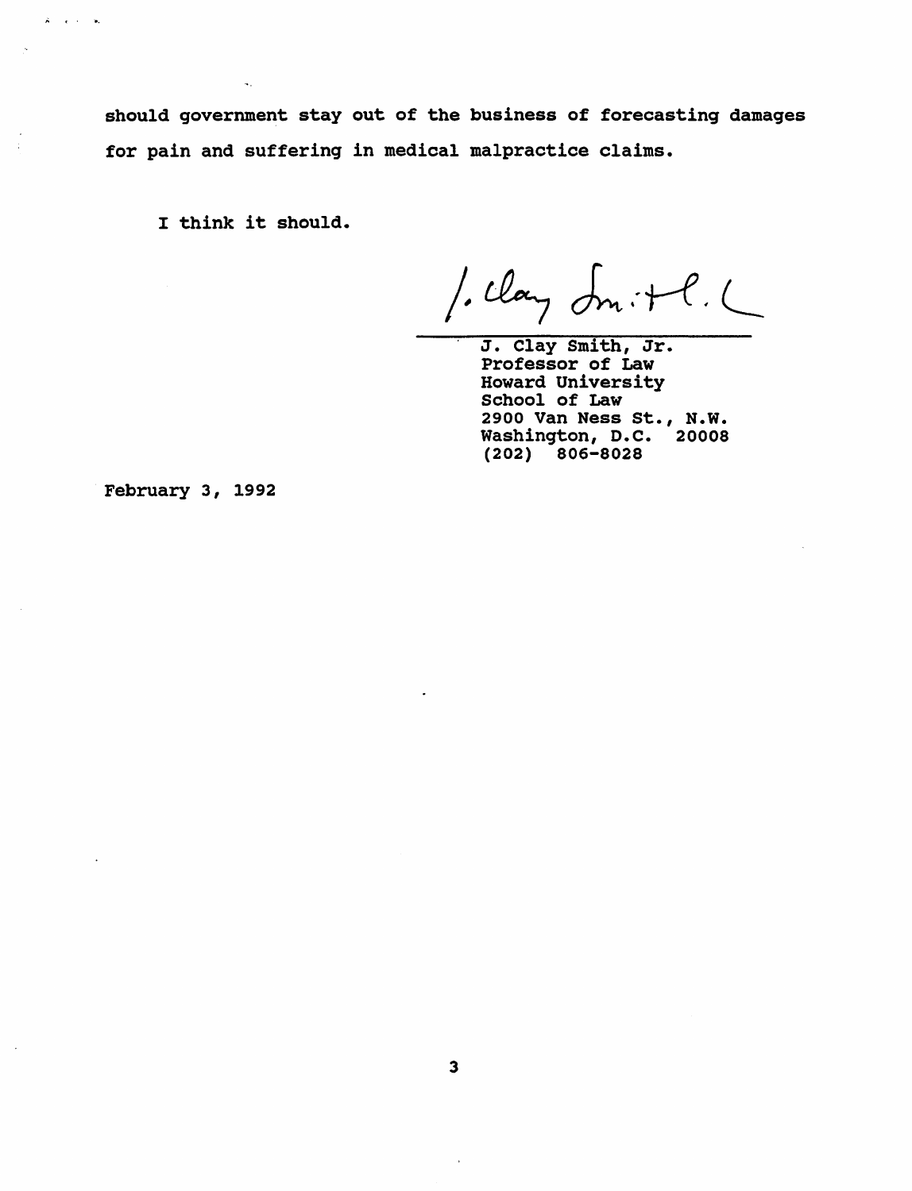should government stay out of the business of forecasting damages for pain and suffering in medical malpractice claims.

I think it should.

J. Clay Smith, Jr.
Professor of Law
Howard University
School of Law
2900 Van Ness St., N.W.
Washington, D.C. 20008
(202) 806-8028

February 3, 1992